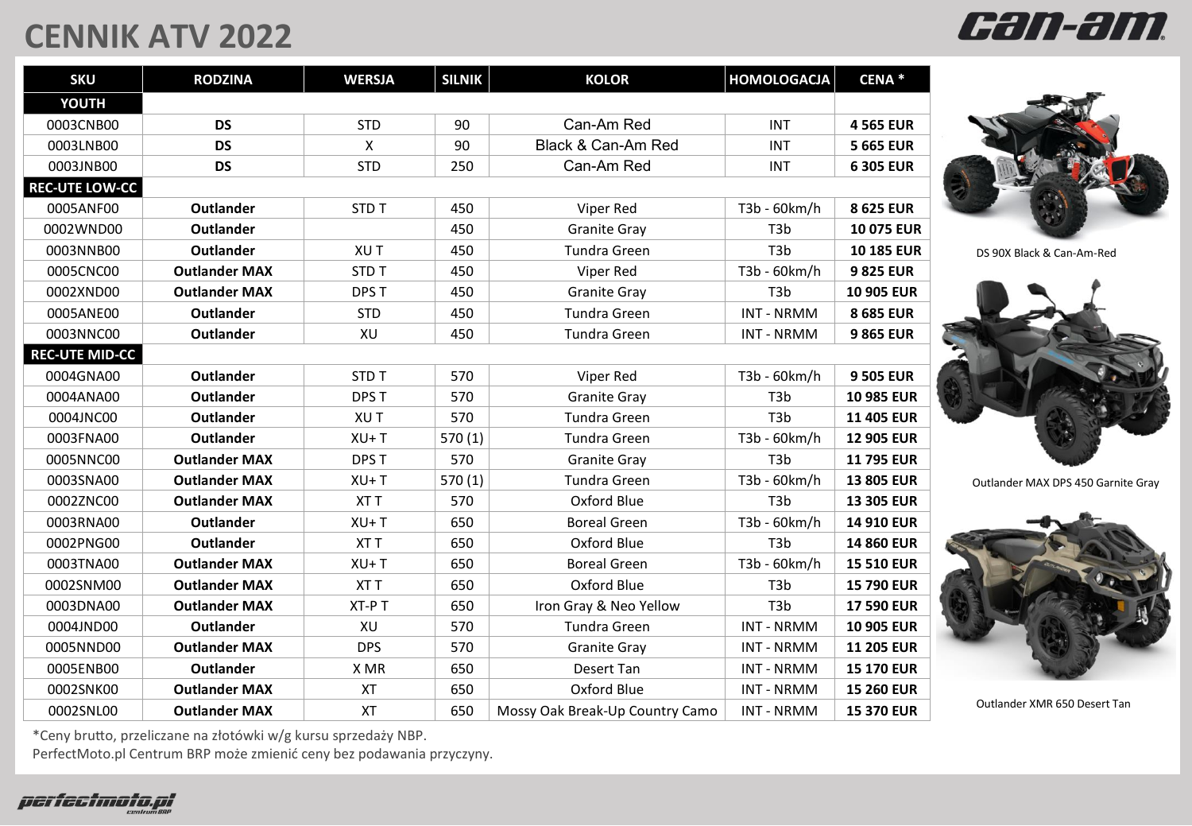# CENNIK ATV 2022

can-am

| SKU | RODZINA | WERSJA | SILNIK | KOLOR | HOMOLOGACJA | CENA * |
|---|---|---|---|---|---|---|
| **YOUTH** | | | | | | |
| 0003CNB00 | **DS** | STD | 90 | Can-Am Red | INT | **4 565 EUR** |
| 0003LNB00 | **DS** | X | 90 | Black & Can-Am Red | INT | **5 665 EUR** |
| 0003JNB00 | **DS** | STD | 250 | Can-Am Red | INT | **6 305 EUR** |
| **REC-UTE LOW-CC** | | | | | | |
| 0005ANF00 | **Outlander** | STD T | 450 | Viper Red | T3b - 60km/h | **8 625 EUR** |
| 0002WND00 | **Outlander** | | 450 | Granite Gray | T3b | **10 075 EUR** |
| 0003NNB00 | **Outlander** | XU T | 450 | Tundra Green | T3b | **10 185 EUR** |
| 0005CNC00 | **Outlander MAX** | STD T | 450 | Viper Red | T3b - 60km/h | **9 825 EUR** |
| 0002XND00 | **Outlander MAX** | DPS T | 450 | Granite Gray | T3b | **10 905 EUR** |
| 0005ANE00 | **Outlander** | STD | 450 | Tundra Green | INT - NRMM | **8 685 EUR** |
| 0003NNC00 | **Outlander** | XU | 450 | Tundra Green | INT - NRMM | **9 865 EUR** |
| **REC-UTE MID-CC** | | | | | | |
| 0004GNA00 | **Outlander** | STD T | 570 | Viper Red | T3b - 60km/h | **9 505 EUR** |
| 0004ANA00 | **Outlander** | DPS T | 570 | Granite Gray | T3b | **10 985 EUR** |
| 0004JNC00 | **Outlander** | XU T | 570 | Tundra Green | T3b | **11 405 EUR** |
| 0003FNA00 | **Outlander** | XU+ T | 570 (1) | Tundra Green | T3b - 60km/h | **12 905 EUR** |
| 0005NNC00 | **Outlander MAX** | DPS T | 570 | Granite Gray | T3b | **11 795 EUR** |
| 0003SNA00 | **Outlander MAX** | XU+ T | 570 (1) | Tundra Green | T3b - 60km/h | **13 805 EUR** |
| 0002ZNC00 | **Outlander MAX** | XT T | 570 | Oxford Blue | T3b | **13 305 EUR** |
| 0003RNA00 | **Outlander** | XU+ T | 650 | Boreal Green | T3b - 60km/h | **14 910 EUR** |
| 0002PNG00 | **Outlander** | XT T | 650 | Oxford Blue | T3b | **14 860 EUR** |
| 0003TNA00 | **Outlander MAX** | XU+ T | 650 | Boreal Green | T3b - 60km/h | **15 510 EUR** |
| 0002SNM00 | **Outlander MAX** | XT T | 650 | Oxford Blue | T3b | **15 790 EUR** |
| 0003DNA00 | **Outlander MAX** | XT-P T | 650 | Iron Gray & Neo Yellow | T3b | **17 590 EUR** |
| 0004JND00 | **Outlander** | XU | 570 | Tundra Green | INT - NRMM | **10 905 EUR** |
| 0005NND00 | **Outlander MAX** | DPS | 570 | Granite Gray | INT - NRMM | **11 205 EUR** |
| 0005ENB00 | **Outlander** | X MR | 650 | Desert Tan | INT - NRMM | **15 170 EUR** |
| 0002SNK00 | **Outlander MAX** | XT | 650 | Oxford Blue | INT - NRMM | **15 260 EUR** |
| 0002SNL00 | **Outlander MAX** | XT | 650 | Mossy Oak Break-Up Country Camo | INT - NRMM | **15 370 EUR** |

DS 90X Black & Can-Am-Red

Outlander MAX DPS 450 Garnite Gray

Outlander XMR 650 Desert Tan

*Ceny brutto, przeliczane na złotówki w/g kursu sprzedaży NBP.
PerfectMoto.pl Centrum BRP może zmienić ceny bez podawania przyczyny.

perfectmoto.pl centrum BRP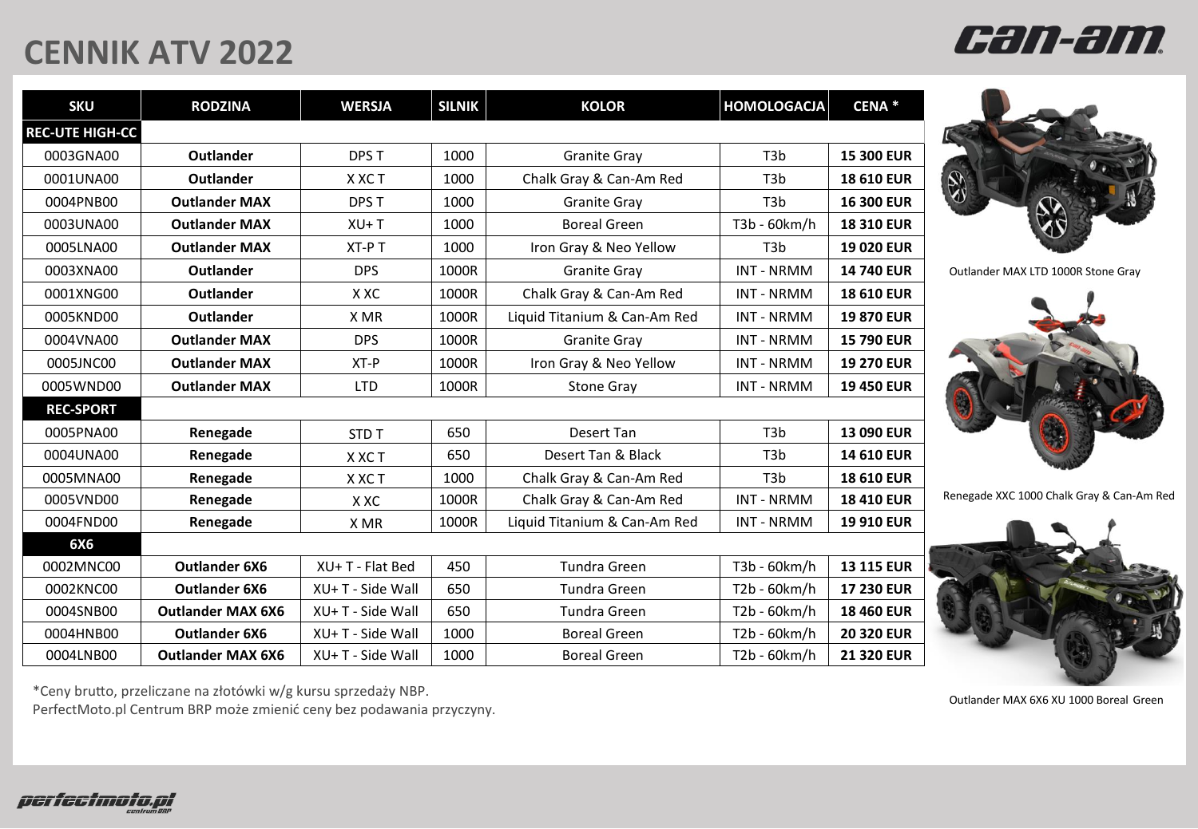# CENNIK ATV 2022

| SKU | RODZINA | WERSJA | SILNIK | KOLOR | HOMOLOGACJA | CENA * |
|---|---|---|---|---|---|---|
| **REC-UTE HIGH-CC** | | | | | | |
| 0003GNA00 | **Outlander** | DPS T | 1000 | Granite Gray | T3b | **15 300 EUR** |
| 0001UNA00 | **Outlander** | X XC T | 1000 | Chalk Gray & Can-Am Red | T3b | **18 610 EUR** |
| 0004PNB00 | **Outlander MAX** | DPS T | 1000 | Granite Gray | T3b | **16 300 EUR** |
| 0003UNA00 | **Outlander MAX** | XU+ T | 1000 | Boreal Green | T3b - 60km/h | **18 310 EUR** |
| 0005LNA00 | **Outlander MAX** | XT-P T | 1000 | Iron Gray & Neo Yellow | T3b | **19 020 EUR** |
| 0003XNA00 | **Outlander** | DPS | 1000R | Granite Gray | INT - NRMM | **14 740 EUR** |
| 0001XNG00 | **Outlander** | X XC | 1000R | Chalk Gray & Can-Am Red | INT - NRMM | **18 610 EUR** |
| 0005KND00 | **Outlander** | X MR | 1000R | Liquid Titanium & Can-Am Red | INT - NRMM | **19 870 EUR** |
| 0004VNA00 | **Outlander MAX** | DPS | 1000R | Granite Gray | INT - NRMM | **15 790 EUR** |
| 0005JNC00 | **Outlander MAX** | XT-P | 1000R | Iron Gray & Neo Yellow | INT - NRMM | **19 270 EUR** |
| 0005WND00 | **Outlander MAX** | LTD | 1000R | Stone Gray | INT - NRMM | **19 450 EUR** |
| **REC-SPORT** | | | | | | |
| 0005PNA00 | **Renegade** | STD T | 650 | Desert Tan | T3b | **13 090 EUR** |
| 0004UNA00 | **Renegade** | X XC T | 650 | Desert Tan & Black | T3b | **14 610 EUR** |
| 0005MNA00 | **Renegade** | X XC T | 1000 | Chalk Gray & Can-Am Red | T3b | **18 610 EUR** |
| 0005VND00 | **Renegade** | X XC | 1000R | Chalk Gray & Can-Am Red | INT - NRMM | **18 410 EUR** |
| 0004FND00 | **Renegade** | X MR | 1000R | Liquid Titanium & Can-Am Red | INT - NRMM | **19 910 EUR** |
| **6X6** | | | | | | |
| 0002MNC00 | **Outlander 6X6** | XU+ T - Flat Bed | 450 | Tundra Green | T3b - 60km/h | **13 115 EUR** |
| 0002KNC00 | **Outlander 6X6** | XU+ T - Side Wall | 650 | Tundra Green | T2b - 60km/h | **17 230 EUR** |
| 0004SNB00 | **Outlander MAX 6X6** | XU+ T - Side Wall | 650 | Tundra Green | T2b - 60km/h | **18 460 EUR** |
| 0004HNB00 | **Outlander 6X6** | XU+ T - Side Wall | 1000 | Boreal Green | T2b - 60km/h | **20 320 EUR** |
| 0004LNB00 | **Outlander MAX 6X6** | XU+ T - Side Wall | 1000 | Boreal Green | T2b - 60km/h | **21 320 EUR** |

Outlander MAX LTD 1000R Stone Gray

Renegade XXC 1000 Chalk Gray & Can-Am Red

Outlander MAX 6X6 XU 1000 Boreal Green

*Ceny brutto, przeliczane na złotówki w/g kursu sprzedaży NBP.
PerfectMoto.pl Centrum BRP może zmienić ceny bez podawania przyczyny.